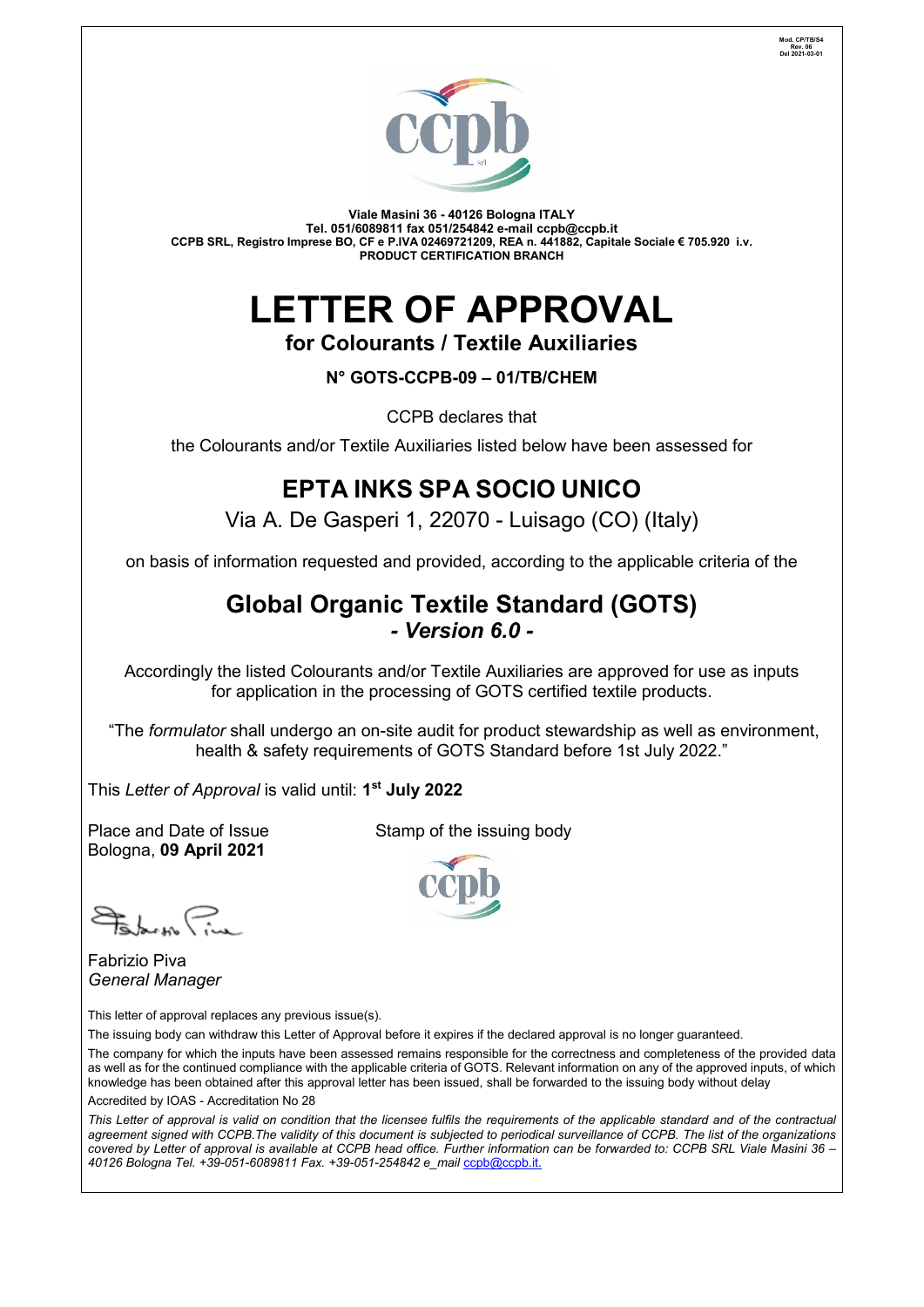Mod. CP/TB/S4
Rev. 06
Del 2021-03-01

**Viale Masini 36 - 40126 Bologna ITALY**
**Tel. 051/6089811 fax 051/254842 e-mail ccpb@ccpb.it**
**CCPB SRL, Registro Imprese BO, CF e P.IVA 02469721209, REA n. 441882, Capitale Sociale € 705.920 i.v.**
**PRODUCT CERTIFICATION BRANCH**

# LETTER OF APPROVAL

## for Colourants / Textile Auxiliaries

**N° GOTS-CCPB-09 – 01/TB/CHEM**

CCPB declares that

the Colourants and/or Textile Auxiliaries listed below have been assessed for

## EPTA INKS SPA SOCIO UNICO

Via A. De Gasperi 1, 22070 - Luisago (CO) (Italy)

on basis of information requested and provided, according to the applicable criteria of the

## Global Organic Textile Standard (GOTS)

***- Version 6.0 -***

Accordingly the listed Colourants and/or Textile Auxiliaries are approved for use as inputs for application in the processing of GOTS certified textile products.

"The *formulator* shall undergo an on-site audit for product stewardship as well as environment, health & safety requirements of GOTS Standard before 1st July 2022."

This *Letter of Approval* is valid until: **1st July 2022**

Place and Date of Issue
Bologna, **09 April 2021**

Stamp of the issuing body

Fabrizio Piva
*General Manager*

This letter of approval replaces any previous issue(s).

The issuing body can withdraw this Letter of Approval before it expires if the declared approval is no longer guaranteed.

The company for which the inputs have been assessed remains responsible for the correctness and completeness of the provided data as well as for the continued compliance with the applicable criteria of GOTS. Relevant information on any of the approved inputs, of which knowledge has been obtained after this approval letter has been issued, shall be forwarded to the issuing body without delay

Accredited by IOAS - Accreditation No 28

*This Letter of approval is valid on condition that the licensee fulfils the requirements of the applicable standard and of the contractual agreement signed with CCPB.The validity of this document is subjected to periodical surveillance of CCPB. The list of the organizations covered by Letter of approval is available at CCPB head office. Further information can be forwarded to: CCPB SRL Viale Masini 36 – 40126 Bologna Tel. +39-051-6089811 Fax. +39-051-254842 e_mail ccpb@ccpb.it.*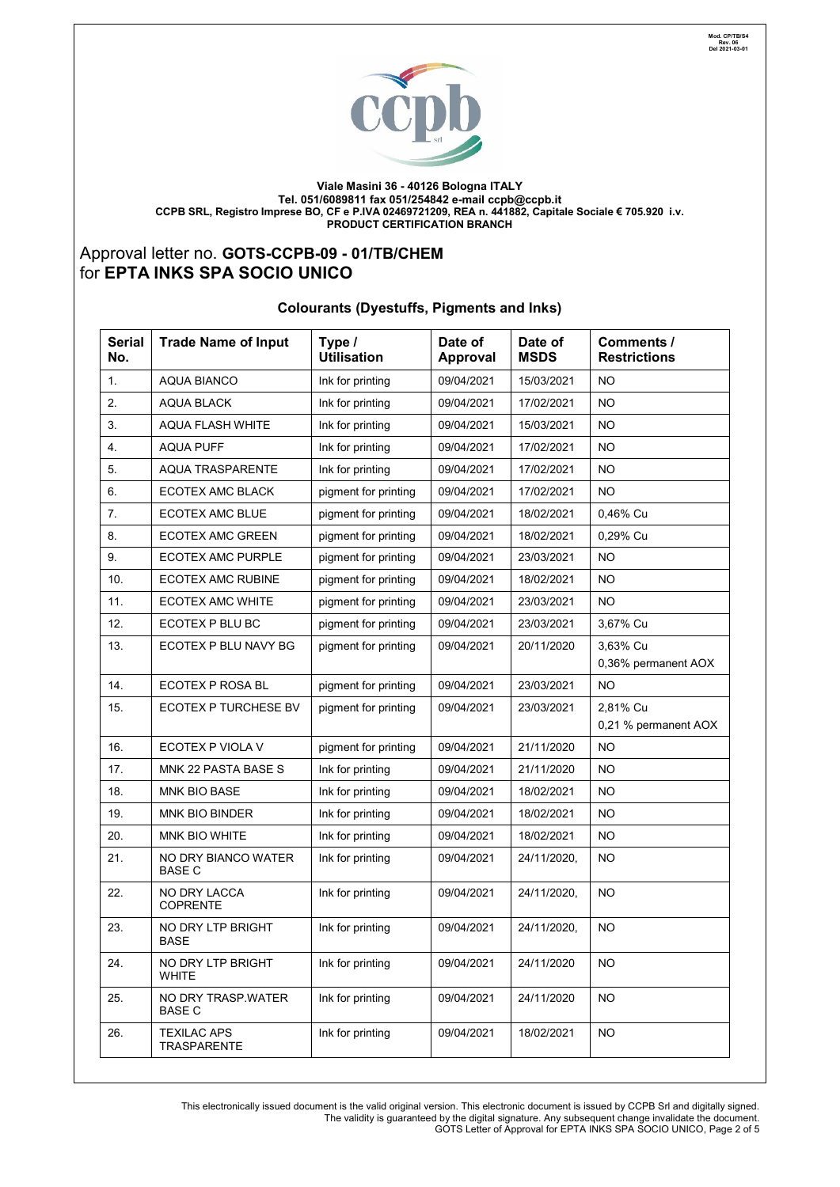Viale Masini 36 - 40126 Bologna ITALY
Tel. 051/6089811 fax 051/254842 e-mail ccpb@ccpb.it
CCPB SRL, Registro Imprese BO, CF e P.IVA 02469721209, REA n. 441882, Capitale Sociale € 705.920 i.v.
PRODUCT CERTIFICATION BRANCH

## Approval letter no. **GOTS-CCPB-09 - 01/TB/CHEM** for **EPTA INKS SPA SOCIO UNICO**

### Colourants (Dyestuffs, Pigments and Inks)

| Serial No. | Trade Name of Input | Type / Utilisation | Date of Approval | Date of MSDS | Comments / Restrictions |
|---|---|---|---|---|---|
| 1. | AQUA BIANCO | Ink for printing | 09/04/2021 | 15/03/2021 | NO |
| 2. | AQUA BLACK | Ink for printing | 09/04/2021 | 17/02/2021 | NO |
| 3. | AQUA FLASH WHITE | Ink for printing | 09/04/2021 | 15/03/2021 | NO |
| 4. | AQUA PUFF | Ink for printing | 09/04/2021 | 17/02/2021 | NO |
| 5. | AQUA TRASPARENTE | Ink for printing | 09/04/2021 | 17/02/2021 | NO |
| 6. | ECOTEX AMC BLACK | pigment for printing | 09/04/2021 | 17/02/2021 | NO |
| 7. | ECOTEX AMC BLUE | pigment for printing | 09/04/2021 | 18/02/2021 | 0,46% Cu |
| 8. | ECOTEX AMC GREEN | pigment for printing | 09/04/2021 | 18/02/2021 | 0,29% Cu |
| 9. | ECOTEX AMC PURPLE | pigment for printing | 09/04/2021 | 23/03/2021 | NO |
| 10. | ECOTEX AMC RUBINE | pigment for printing | 09/04/2021 | 18/02/2021 | NO |
| 11. | ECOTEX AMC WHITE | pigment for printing | 09/04/2021 | 23/03/2021 | NO |
| 12. | ECOTEX P BLU BC | pigment for printing | 09/04/2021 | 23/03/2021 | 3,67% Cu |
| 13. | ECOTEX P BLU NAVY BG | pigment for printing | 09/04/2021 | 20/11/2020 | 3,63% Cu<br>0,36% permanent AOX |
| 14. | ECOTEX P ROSA BL | pigment for printing | 09/04/2021 | 23/03/2021 | NO |
| 15. | ECOTEX P TURCHESE BV | pigment for printing | 09/04/2021 | 23/03/2021 | 2,81% Cu<br>0,21 % permanent AOX |
| 16. | ECOTEX P VIOLA V | pigment for printing | 09/04/2021 | 21/11/2020 | NO |
| 17. | MNK 22 PASTA BASE S | Ink for printing | 09/04/2021 | 21/11/2020 | NO |
| 18. | MNK BIO BASE | Ink for printing | 09/04/2021 | 18/02/2021 | NO |
| 19. | MNK BIO BINDER | Ink for printing | 09/04/2021 | 18/02/2021 | NO |
| 20. | MNK BIO WHITE | Ink for printing | 09/04/2021 | 18/02/2021 | NO |
| 21. | NO DRY BIANCO WATER BASE C | Ink for printing | 09/04/2021 | 24/11/2020, | NO |
| 22. | NO DRY LACCA COPRENTE | Ink for printing | 09/04/2021 | 24/11/2020, | NO |
| 23. | NO DRY LTP BRIGHT BASE | Ink for printing | 09/04/2021 | 24/11/2020, | NO |
| 24. | NO DRY LTP BRIGHT WHITE | Ink for printing | 09/04/2021 | 24/11/2020 | NO |
| 25. | NO DRY TRASP.WATER BASE C | Ink for printing | 09/04/2021 | 24/11/2020 | NO |
| 26. | TEXILAC APS TRASPARENTE | Ink for printing | 09/04/2021 | 18/02/2021 | NO |

This electronically issued document is the valid original version. This electronic document is issued by CCPB Srl and digitally signed. The validity is guaranteed by the digital signature. Any subsequent change invalidate the document.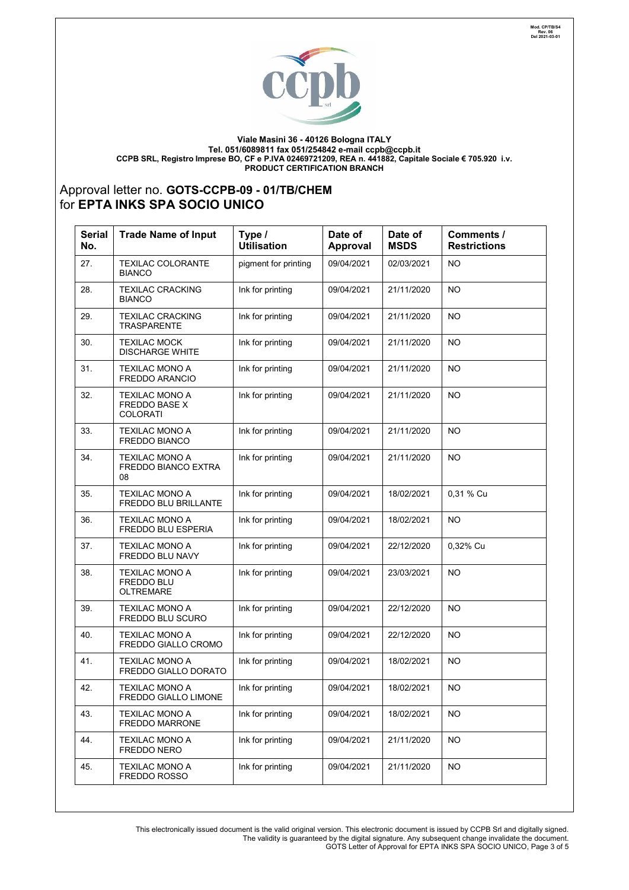Viale Masini 36 - 40126 Bologna ITALY
Tel. 051/6089811 fax 051/254842 e-mail ccpb@ccpb.it
CCPB SRL, Registro Imprese BO, CF e P.IVA 02469721209, REA n. 441882, Capitale Sociale € 705.920 i.v.
PRODUCT CERTIFICATION BRANCH

## Approval letter no. **GOTS-CCPB-09 - 01/TB/CHEM** for **EPTA INKS SPA SOCIO UNICO**

| Serial No. | Trade Name of Input | Type / Utilisation | Date of Approval | Date of MSDS | Comments / Restrictions |
|---|---|---|---|---|---|
| 27. | TEXILAC COLORANTE BIANCO | pigment for printing | 09/04/2021 | 02/03/2021 | NO |
| 28. | TEXILAC CRACKING BIANCO | Ink for printing | 09/04/2021 | 21/11/2020 | NO |
| 29. | TEXILAC CRACKING TRASPARENTE | Ink for printing | 09/04/2021 | 21/11/2020 | NO |
| 30. | TEXILAC MOCK DISCHARGE WHITE | Ink for printing | 09/04/2021 | 21/11/2020 | NO |
| 31. | TEXILAC MONO A FREDDO ARANCIO | Ink for printing | 09/04/2021 | 21/11/2020 | NO |
| 32. | TEXILAC MONO A FREDDO BASE X COLORATI | Ink for printing | 09/04/2021 | 21/11/2020 | NO |
| 33. | TEXILAC MONO A FREDDO BIANCO | Ink for printing | 09/04/2021 | 21/11/2020 | NO |
| 34. | TEXILAC MONO A FREDDO BIANCO EXTRA 08 | Ink for printing | 09/04/2021 | 21/11/2020 | NO |
| 35. | TEXILAC MONO A FREDDO BLU BRILLANTE | Ink for printing | 09/04/2021 | 18/02/2021 | 0,31 % Cu |
| 36. | TEXILAC MONO A FREDDO BLU ESPERIA | Ink for printing | 09/04/2021 | 18/02/2021 | NO |
| 37. | TEXILAC MONO A FREDDO BLU NAVY | Ink for printing | 09/04/2021 | 22/12/2020 | 0,32% Cu |
| 38. | TEXILAC MONO A FREDDO BLU OLTREMARE | Ink for printing | 09/04/2021 | 23/03/2021 | NO |
| 39. | TEXILAC MONO A FREDDO BLU SCURO | Ink for printing | 09/04/2021 | 22/12/2020 | NO |
| 40. | TEXILAC MONO A FREDDO GIALLO CROMO | Ink for printing | 09/04/2021 | 22/12/2020 | NO |
| 41. | TEXILAC MONO A FREDDO GIALLO DORATO | Ink for printing | 09/04/2021 | 18/02/2021 | NO |
| 42. | TEXILAC MONO A FREDDO GIALLO LIMONE | Ink for printing | 09/04/2021 | 18/02/2021 | NO |
| 43. | TEXILAC MONO A FREDDO MARRONE | Ink for printing | 09/04/2021 | 18/02/2021 | NO |
| 44. | TEXILAC MONO A FREDDO NERO | Ink for printing | 09/04/2021 | 21/11/2020 | NO |
| 45. | TEXILAC MONO A FREDDO ROSSO | Ink for printing | 09/04/2021 | 21/11/2020 | NO |

This electronically issued document is the valid original version. This electronic document is issued by CCPB Srl and digitally signed. The validity is guaranteed by the digital signature. Any subsequent change invalidate the document.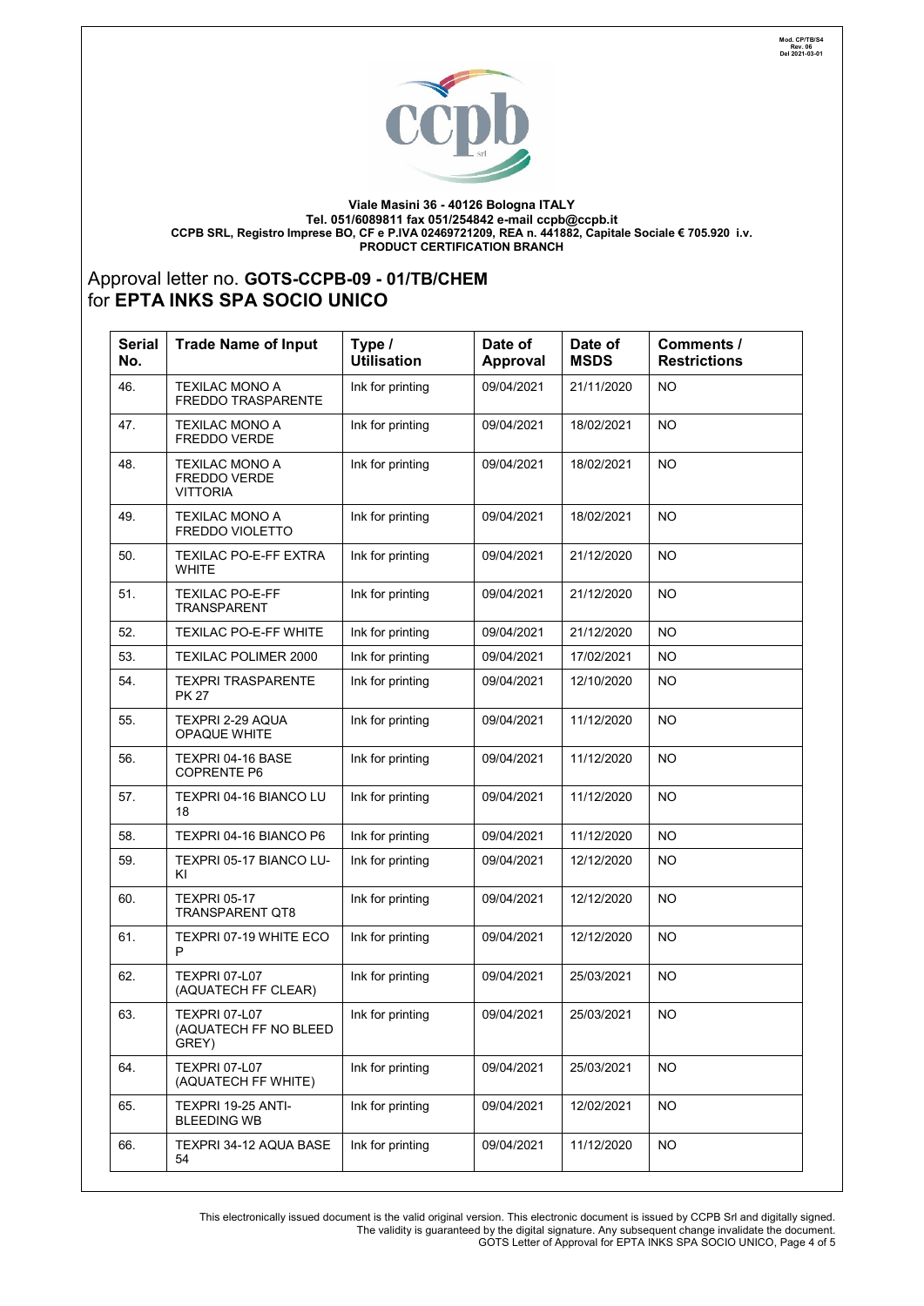Viale Masini 36 - 40126 Bologna ITALY
Tel. 051/6089811 fax 051/254842 e-mail ccpb@ccpb.it
CCPB SRL, Registro Imprese BO, CF e P.IVA 02469721209, REA n. 441882, Capitale Sociale € 705.920 i.v.
PRODUCT CERTIFICATION BRANCH

## Approval letter no. **GOTS-CCPB-09 - 01/TB/CHEM** for **EPTA INKS SPA SOCIO UNICO**

| Serial No. | Trade Name of Input | Type / Utilisation | Date of Approval | Date of MSDS | Comments / Restrictions |
|---|---|---|---|---|---|
| 46. | TEXILAC MONO A FREDDO TRASPARENTE | Ink for printing | 09/04/2021 | 21/11/2020 | NO |
| 47. | TEXILAC MONO A FREDDO VERDE | Ink for printing | 09/04/2021 | 18/02/2021 | NO |
| 48. | TEXILAC MONO A FREDDO VERDE VITTORIA | Ink for printing | 09/04/2021 | 18/02/2021 | NO |
| 49. | TEXILAC MONO A FREDDO VIOLETTO | Ink for printing | 09/04/2021 | 18/02/2021 | NO |
| 50. | TEXILAC PO-E-FF EXTRA WHITE | Ink for printing | 09/04/2021 | 21/12/2020 | NO |
| 51. | TEXILAC PO-E-FF TRANSPARENT | Ink for printing | 09/04/2021 | 21/12/2020 | NO |
| 52. | TEXILAC PO-E-FF WHITE | Ink for printing | 09/04/2021 | 21/12/2020 | NO |
| 53. | TEXILAC POLIMER 2000 | Ink for printing | 09/04/2021 | 17/02/2021 | NO |
| 54. | TEXPRI TRASPARENTE PK 27 | Ink for printing | 09/04/2021 | 12/10/2020 | NO |
| 55. | TEXPRI 2-29 AQUA OPAQUE WHITE | Ink for printing | 09/04/2021 | 11/12/2020 | NO |
| 56. | TEXPRI 04-16 BASE COPRENTE P6 | Ink for printing | 09/04/2021 | 11/12/2020 | NO |
| 57. | TEXPRI 04-16 BIANCO LU 18 | Ink for printing | 09/04/2021 | 11/12/2020 | NO |
| 58. | TEXPRI 04-16 BIANCO P6 | Ink for printing | 09/04/2021 | 11/12/2020 | NO |
| 59. | TEXPRI 05-17 BIANCO LU-KI | Ink for printing | 09/04/2021 | 12/12/2020 | NO |
| 60. | TEXPRI 05-17 TRANSPARENT QT8 | Ink for printing | 09/04/2021 | 12/12/2020 | NO |
| 61. | TEXPRI 07-19 WHITE ECO P | Ink for printing | 09/04/2021 | 12/12/2020 | NO |
| 62. | TEXPRI 07-L07 (AQUATECH FF CLEAR) | Ink for printing | 09/04/2021 | 25/03/2021 | NO |
| 63. | TEXPRI 07-L07 (AQUATECH FF NO BLEED GREY) | Ink for printing | 09/04/2021 | 25/03/2021 | NO |
| 64. | TEXPRI 07-L07 (AQUATECH FF WHITE) | Ink for printing | 09/04/2021 | 25/03/2021 | NO |
| 65. | TEXPRI 19-25 ANTI-BLEEDING WB | Ink for printing | 09/04/2021 | 12/02/2021 | NO |
| 66. | TEXPRI 34-12 AQUA BASE 54 | Ink for printing | 09/04/2021 | 11/12/2020 | NO |

This electronically issued document is the valid original version. This electronic document is issued by CCPB Srl and digitally signed. The validity is guaranteed by the digital signature. Any subsequent change invalidate the document.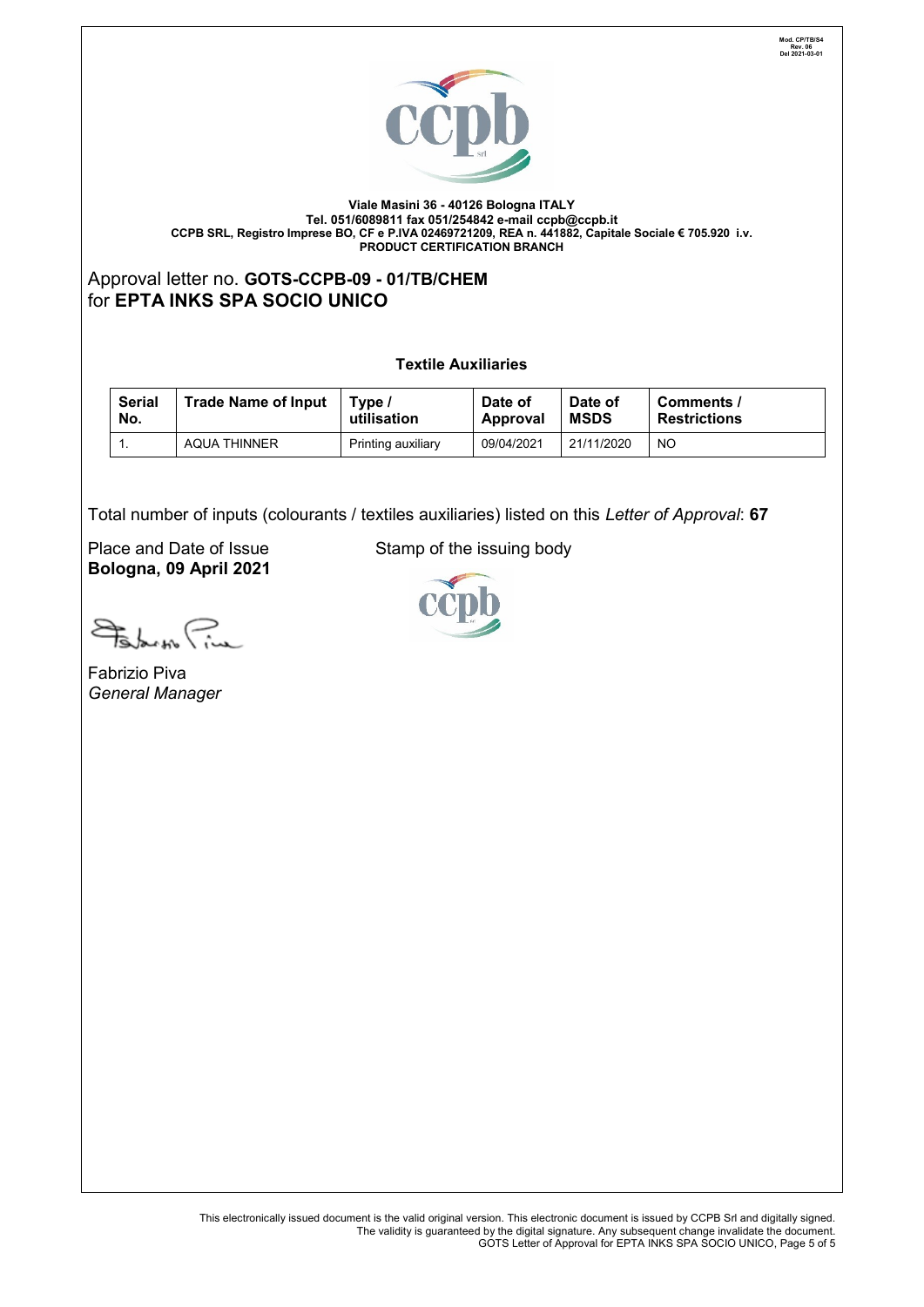Mod. CP/TB/S4
Rev. 06
Del 2021-03-01

**Viale Masini 36 - 40126 Bologna ITALY**
**Tel. 051/6089811 fax 051/254842 e-mail ccpb@ccpb.it**
**CCPB SRL, Registro Imprese BO, CF e P.IVA 02469721209, REA n. 441882, Capitale Sociale € 705.920 i.v.**
**PRODUCT CERTIFICATION BRANCH**

## Approval letter no. **GOTS-CCPB-09 - 01/TB/CHEM** for **EPTA INKS SPA SOCIO UNICO**

### Textile Auxiliaries

| Serial No. | Trade Name of Input | Type / utilisation | Date of Approval | Date of MSDS | Comments / Restrictions |
|---|---|---|---|---|---|
| 1. | AQUA THINNER | Printing auxiliary | 09/04/2021 | 21/11/2020 | NO |

Total number of inputs (colourants / textiles auxiliaries) listed on this *Letter of Approval*: **67**

Place and Date of Issue
**Bologna, 09 April 2021**

Stamp of the issuing body

Fabrizio Piva
*General Manager*

This electronically issued document is the valid original version. This electronic document is issued by CCPB Srl and digitally signed.
The validity is guaranteed by the digital signature. Any subsequent change invalidate the document.
GOTS Letter of Approval for EPTA INKS SPA SOCIO UNICO